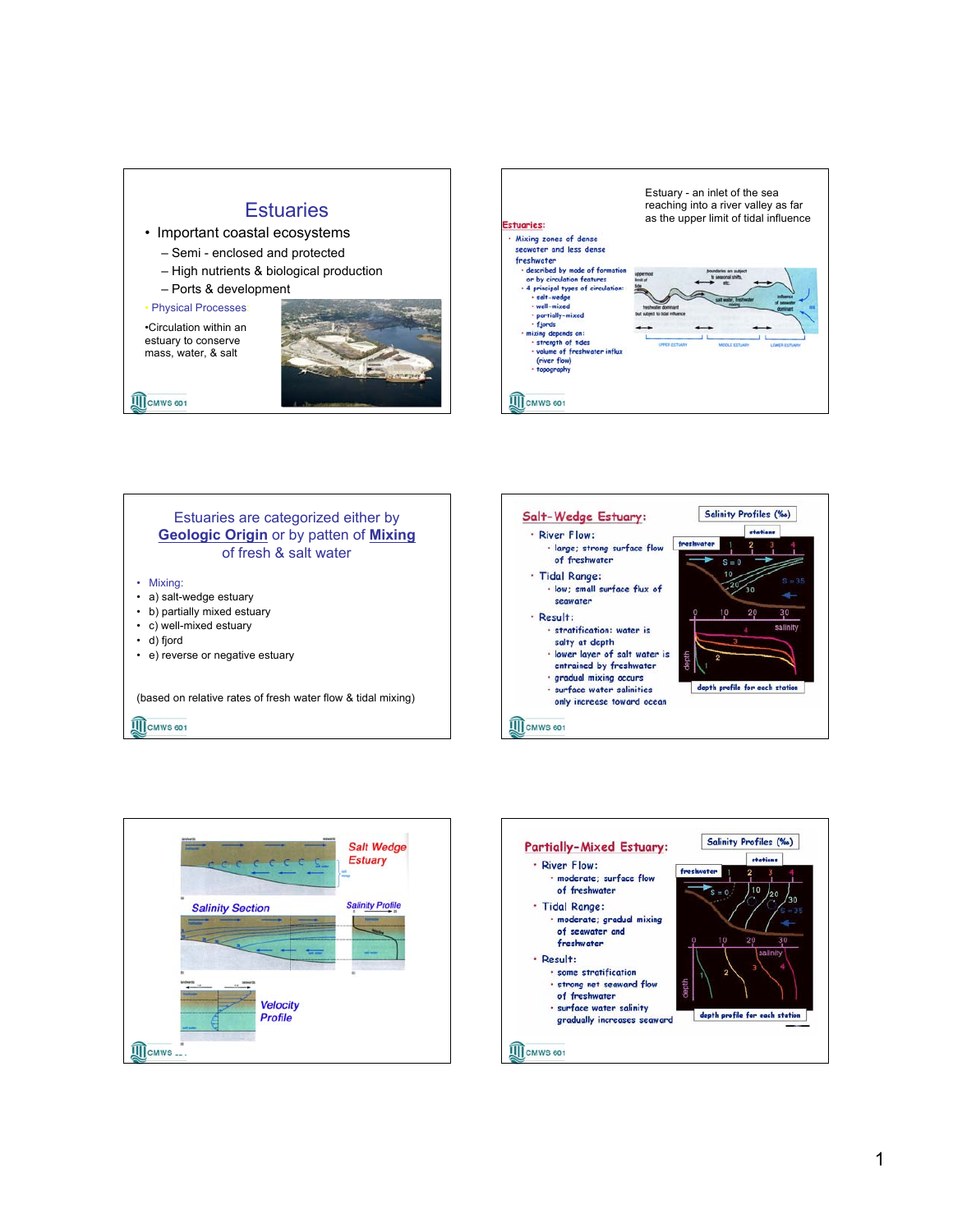# Estuaries

- Important coastal ecosystems
  - Semi - enclosed and protected
  - High nutrients & biological production
  - Ports & development
- Physical Processes

•Circulation within an estuary to conserve mass, water, & salt

---

Estuary - an inlet of the sea reaching into a river valley as far as the upper limit of tidal influence

**Estuaries:**

- Mixing zones of dense seawater and less dense freshwater
  - described by mode of formation or by circulation features
  - 4 principal types of circulation:
    - salt-wedge
    - well-mixed
    - partially-mixed
    - fjords
  - mixing depends on:
    - strength of tides
    - volume of freshwater influx (river flow)
    - topography

---

Estuaries are categorized either by **Geologic Origin** or by patten of **Mixing** of fresh & salt water

- Mixing:
- a) salt-wedge estuary
- b) partially mixed estuary
- c) well-mixed estuary
- d) fjord
- e) reverse or negative estuary

(based on relative rates of fresh water flow & tidal mixing)

---

## Salt-Wedge Estuary:

- River Flow:
  - large; strong surface flow of freshwater
- Tidal Range:
  - low; small surface flux of seawater
- Result:
  - stratification: water is salty at depth
  - lower layer of salt water is entrained by freshwater
  - gradual mixing occurs
  - surface water salinities only increase toward ocean

Salinity Profiles (‰)

depth profile for each station

---

Salt Wedge Estuary

Salinity Section

Salinity Profile

Velocity Profile

---

## Partially-Mixed Estuary:

- River Flow:
  - moderate; surface flow of freshwater
- Tidal Range:
  - moderate; gradual mixing of seawater and freshwater
- Result:
  - some stratification
  - strong net seaward flow of freshwater
  - surface water salinity gradually increases seaward

Salinity Profiles (‰)

depth profile for each station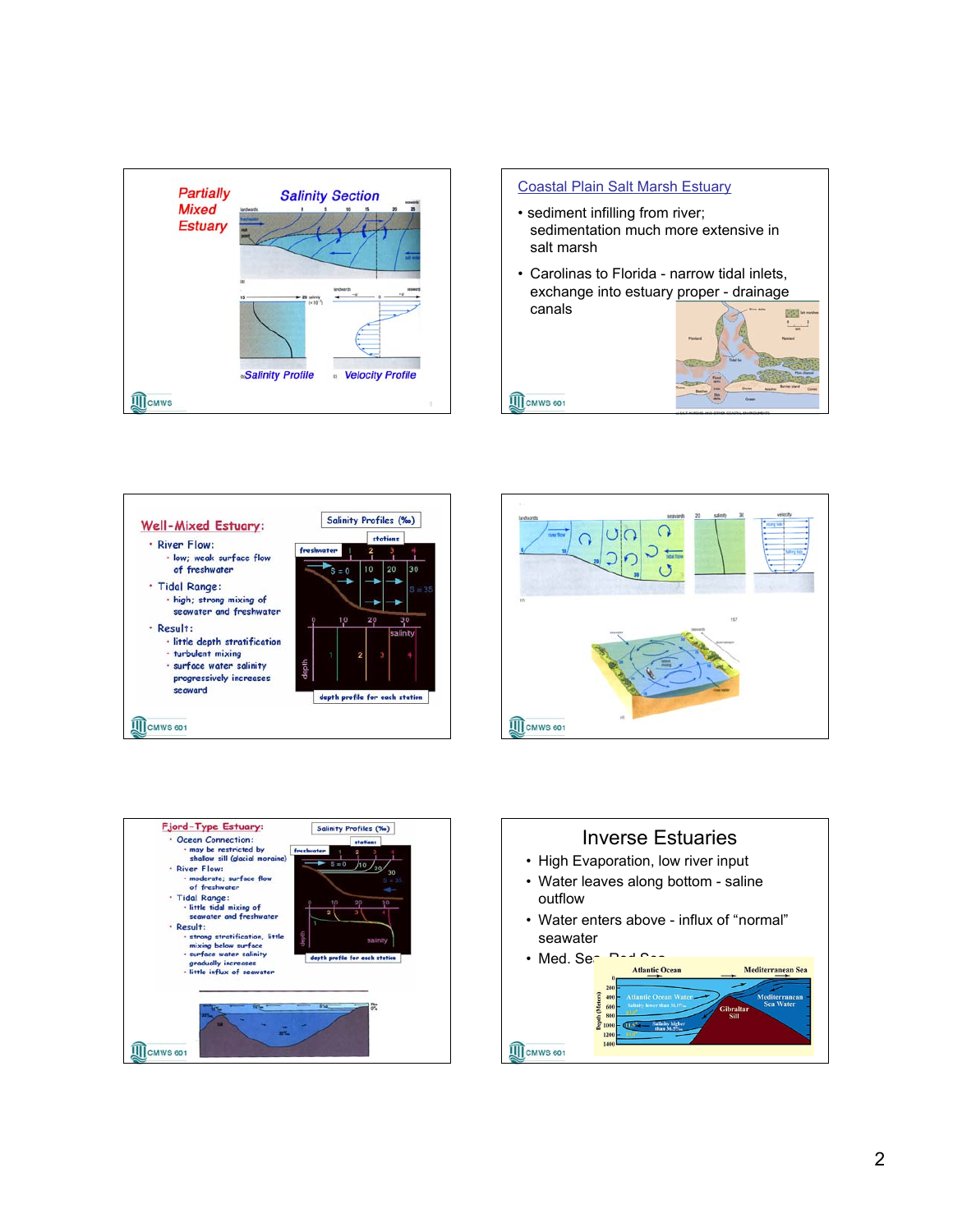## Partially Mixed Estuary

Salinity Section

Salinity Profile

Velocity Profile

## Coastal Plain Salt Marsh Estuary

- sediment infilling from river; sedimentation much more extensive in salt marsh
- Carolinas to Florida - narrow tidal inlets, exchange into estuary proper - drainage canals

## Well-Mixed Estuary:

- River Flow:
  - low; weak surface flow of freshwater
- Tidal Range:
  - high; strong mixing of seawater and freshwater
- Result:
  - little depth stratification
  - turbulent mixing
  - surface water salinity progressively increases seaward

Salinity Profiles (‰)

depth profile for each station

## Fjord-Type Estuary:

- Ocean Connection:
  - may be restricted by shallow sill (glacial moraine)
- River Flow:
  - moderate; surface flow of freshwater
- Tidal Range:
  - little tidal mixing of seawater and freshwater
- Result:
  - strong stratification, little mixing below surface
  - surface water salinity gradually increases
  - little influx of seawater

Salinity Profiles (‰)

depth profile for each station

## Inverse Estuaries

- High Evaporation, low river input
- Water leaves along bottom - saline outflow
- Water enters above - influx of "normal" seawater
- Med. Sea, Red Sea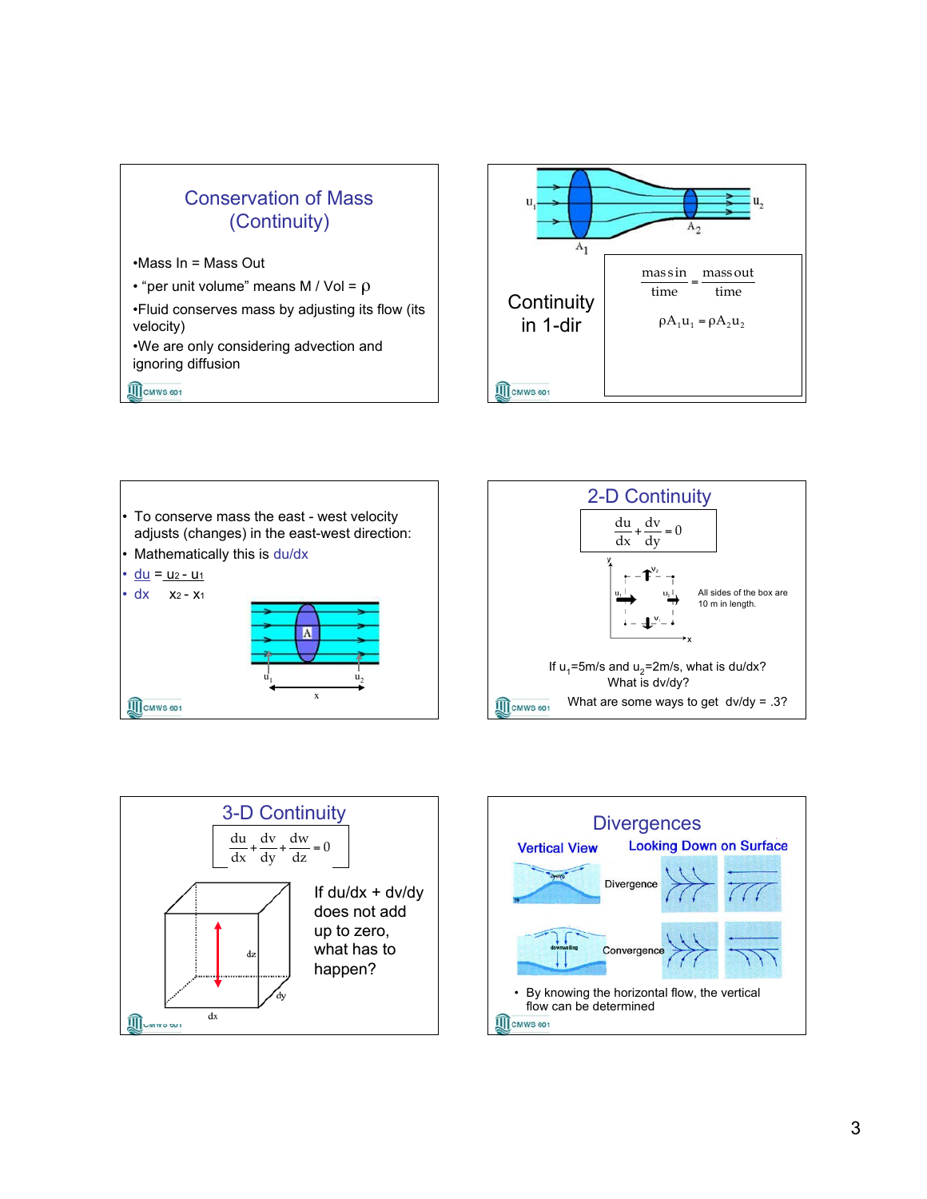## Conservation of Mass (Continuity)

- Mass In = Mass Out
- "per unit volume" means M / Vol = $\rho$
- Fluid conserves mass by adjusting its flow (its velocity)
- We are only considering advection and ignoring diffusion

---

## Continuity in 1-dir

$u_1$ $u_2$ $A_1$ $A_2$

$$\frac{\text{mass in}}{\text{time}} = \frac{\text{mass out}}{\text{time}}$$

$$\rho A_1 u_1 = \rho A_2 u_2$$

---

- To conserve mass the east - west velocity adjusts (changes) in the east-west direction:
- Mathematically this is du/dx
- du = $u_2 - u_1$
- dx $x_2 - x_1$

A $u_1$ $u_2$ x

---

## 2-D Continuity

$$\frac{du}{dx} + \frac{dv}{dy} = 0$$

y $v_2$ $u_1$ $u_2$ $v_1$ x

All sides of the box are 10 m in length.

If $u_1$=5m/s and $u_2$=2m/s, what is du/dx?
What is dv/dy?
What are some ways to get dv/dy = .3?

---

## 3-D Continuity

$$\frac{du}{dx} + \frac{dv}{dy} + \frac{dw}{dz} = 0$$

dz dy dx

If du/dx + dv/dy does not add up to zero, what has to happen?

---

## Divergences

**Vertical View** **Looking Down on Surface**

upwelling Divergence

downwelling Convergence

- By knowing the horizontal flow, the vertical flow can be determined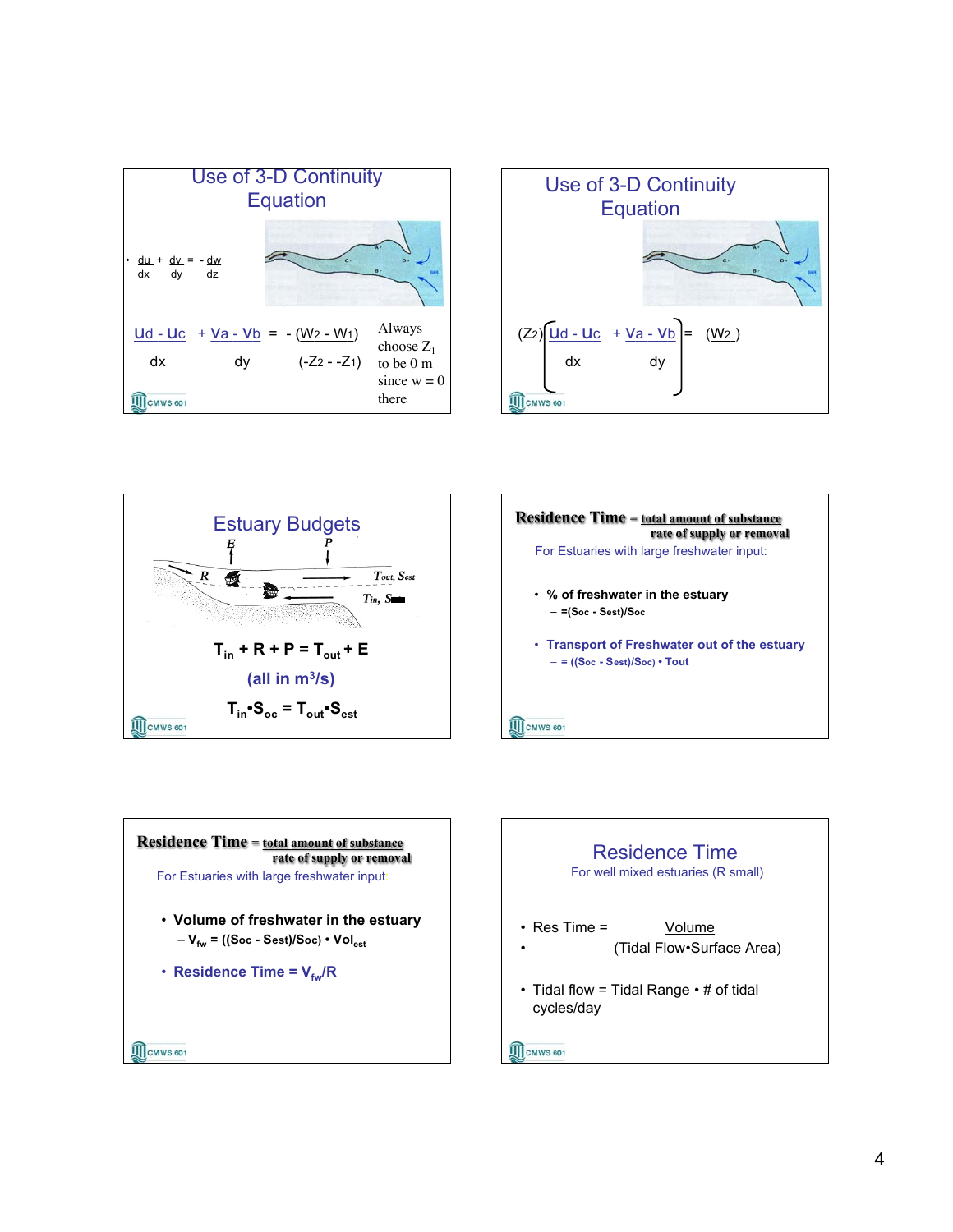## Use of 3-D Continuity Equation

- $\frac{du}{dx} + \frac{dv}{dy} = -\frac{dw}{dz}$

$$\frac{Ud - Uc}{dx} + \frac{Va - Vb}{dy} = -\frac{(W_2 - W_1)}{(-Z_2 - -Z_1)}$$

Always choose $Z_1$ to be 0 m since w = 0 there

## Use of 3-D Continuity Equation

$$(Z_2)\left[\frac{Ud - Uc}{dx} + \frac{Va - Vb}{dy}\right] = (W_2)$$

## Estuary Budgets

E

P

R

$T_{out}, S_{est}$

$T_{in}, S_{oc}$

$$T_{in} + R + P = T_{out} + E$$

**(all in $m^3/s$)**

$$T_{in} \cdot S_{oc} = T_{out} \cdot S_{est}$$

## Residence Time = total amount of substance / rate of supply or removal

For Estuaries with large freshwater input:

- **% of freshwater in the estuary**
  - **=(Soc - Sest)/Soc**
- **Transport of Freshwater out of the estuary**
  - **= ((Soc - Sest)/Soc) • Tout**

## Residence Time = total amount of substance / rate of supply or removal

For Estuaries with large freshwater input

- **Volume of freshwater in the estuary**
  - $V_{fw}$ **= ((Soc - Sest)/Soc) •** $Vol_{est}$
- **Residence Time =** $V_{fw}/R$

## Residence Time

For well mixed estuaries (R small)

- Res Time = Volume / (Tidal Flow•Surface Area)
- Tidal flow = Tidal Range • # of tidal cycles/day